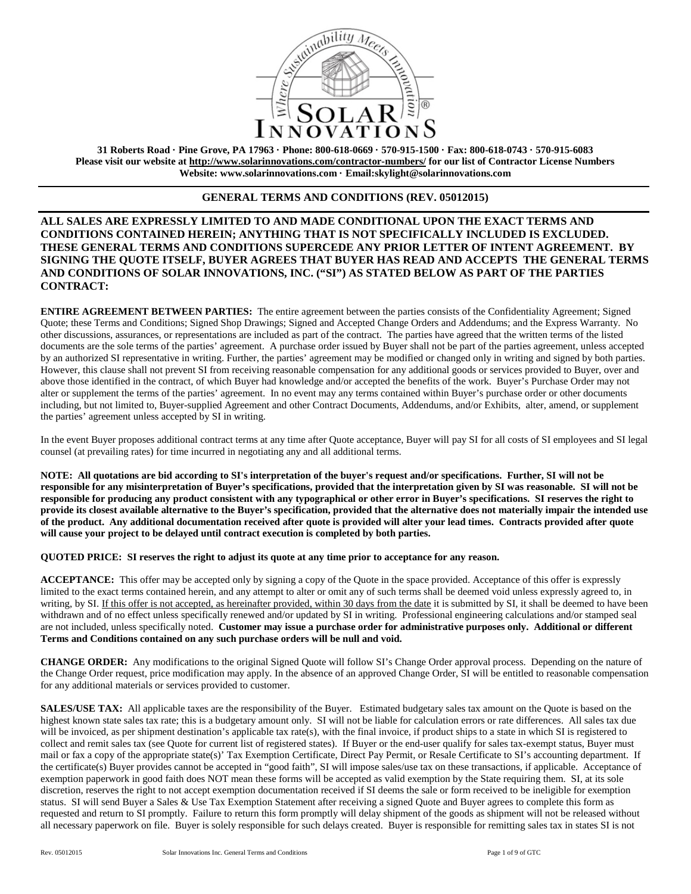31 Roberts Road · Pine Grove, PA 17963 · Phone: 800-618-0669 · 570-915-1500 · Fax: 800-618-0743 · 570-915-6083
**Please visit our website at http://www.solarinnovations.com/contractor-numbers/ for our list of Contractor License Numbers**
**Website: www.solarinnovations.com · Email:skylight@solarinnovations.com**

## GENERAL TERMS AND CONDITIONS (REV. 05012015)

**ALL SALES ARE EXPRESSLY LIMITED TO AND MADE CONDITIONAL UPON THE EXACT TERMS AND CONDITIONS CONTAINED HEREIN; ANYTHING THAT IS NOT SPECIFICALLY INCLUDED IS EXCLUDED. THESE GENERAL TERMS AND CONDITIONS SUPERCEDE ANY PRIOR LETTER OF INTENT AGREEMENT. BY SIGNING THE QUOTE ITSELF, BUYER AGREES THAT BUYER HAS READ AND ACCEPTS THE GENERAL TERMS AND CONDITIONS OF SOLAR INNOVATIONS, INC. ("SI") AS STATED BELOW AS PART OF THE PARTIES CONTRACT:**

**ENTIRE AGREEMENT BETWEEN PARTIES:** The entire agreement between the parties consists of the Confidentiality Agreement; Signed Quote; these Terms and Conditions; Signed Shop Drawings; Signed and Accepted Change Orders and Addendums; and the Express Warranty. No other discussions, assurances, or representations are included as part of the contract. The parties have agreed that the written terms of the listed documents are the sole terms of the parties' agreement. A purchase order issued by Buyer shall not be part of the parties agreement, unless accepted by an authorized SI representative in writing. Further, the parties' agreement may be modified or changed only in writing and signed by both parties. However, this clause shall not prevent SI from receiving reasonable compensation for any additional goods or services provided to Buyer, over and above those identified in the contract, of which Buyer had knowledge and/or accepted the benefits of the work. Buyer's Purchase Order may not alter or supplement the terms of the parties' agreement. In no event may any terms contained within Buyer's purchase order or other documents including, but not limited to, Buyer-supplied Agreement and other Contract Documents, Addendums, and/or Exhibits, alter, amend, or supplement the parties' agreement unless accepted by SI in writing.

In the event Buyer proposes additional contract terms at any time after Quote acceptance, Buyer will pay SI for all costs of SI employees and SI legal counsel (at prevailing rates) for time incurred in negotiating any and all additional terms.

**NOTE: All quotations are bid according to SI's interpretation of the buyer's request and/or specifications. Further, SI will not be responsible for any misinterpretation of Buyer's specifications, provided that the interpretation given by SI was reasonable. SI will not be responsible for producing any product consistent with any typographical or other error in Buyer's specifications. SI reserves the right to provide its closest available alternative to the Buyer's specification, provided that the alternative does not materially impair the intended use of the product. Any additional documentation received after quote is provided will alter your lead times. Contracts provided after quote will cause your project to be delayed until contract execution is completed by both parties.**

**QUOTED PRICE: SI reserves the right to adjust its quote at any time prior to acceptance for any reason.**

**ACCEPTANCE:** This offer may be accepted only by signing a copy of the Quote in the space provided. Acceptance of this offer is expressly limited to the exact terms contained herein, and any attempt to alter or omit any of such terms shall be deemed void unless expressly agreed to, in writing, by SI. If this offer is not accepted, as hereinafter provided, within 30 days from the date it is submitted by SI, it shall be deemed to have been withdrawn and of no effect unless specifically renewed and/or updated by SI in writing. Professional engineering calculations and/or stamped seal are not included, unless specifically noted. **Customer may issue a purchase order for administrative purposes only. Additional or different Terms and Conditions contained on any such purchase orders will be null and void.**

**CHANGE ORDER:** Any modifications to the original Signed Quote will follow SI's Change Order approval process. Depending on the nature of the Change Order request, price modification may apply. In the absence of an approved Change Order, SI will be entitled to reasonable compensation for any additional materials or services provided to customer.

**SALES/USE TAX:** All applicable taxes are the responsibility of the Buyer. Estimated budgetary sales tax amount on the Quote is based on the highest known state sales tax rate; this is a budgetary amount only. SI will not be liable for calculation errors or rate differences. All sales tax due will be invoiced, as per shipment destination's applicable tax rate(s), with the final invoice, if product ships to a state in which SI is registered to collect and remit sales tax (see Quote for current list of registered states). If Buyer or the end-user qualify for sales tax-exempt status, Buyer must mail or fax a copy of the appropriate state(s)' Tax Exemption Certificate, Direct Pay Permit, or Resale Certificate to SI's accounting department. If the certificate(s) Buyer provides cannot be accepted in "good faith", SI will impose sales/use tax on these transactions, if applicable. Acceptance of exemption paperwork in good faith does NOT mean these forms will be accepted as valid exemption by the State requiring them. SI, at its sole discretion, reserves the right to not accept exemption documentation received if SI deems the sale or form received to be ineligible for exemption status. SI will send Buyer a Sales & Use Tax Exemption Statement after receiving a signed Quote and Buyer agrees to complete this form as requested and return to SI promptly. Failure to return this form promptly will delay shipment of the goods as shipment will not be released without all necessary paperwork on file. Buyer is solely responsible for such delays created. Buyer is responsible for remitting sales tax in states SI is not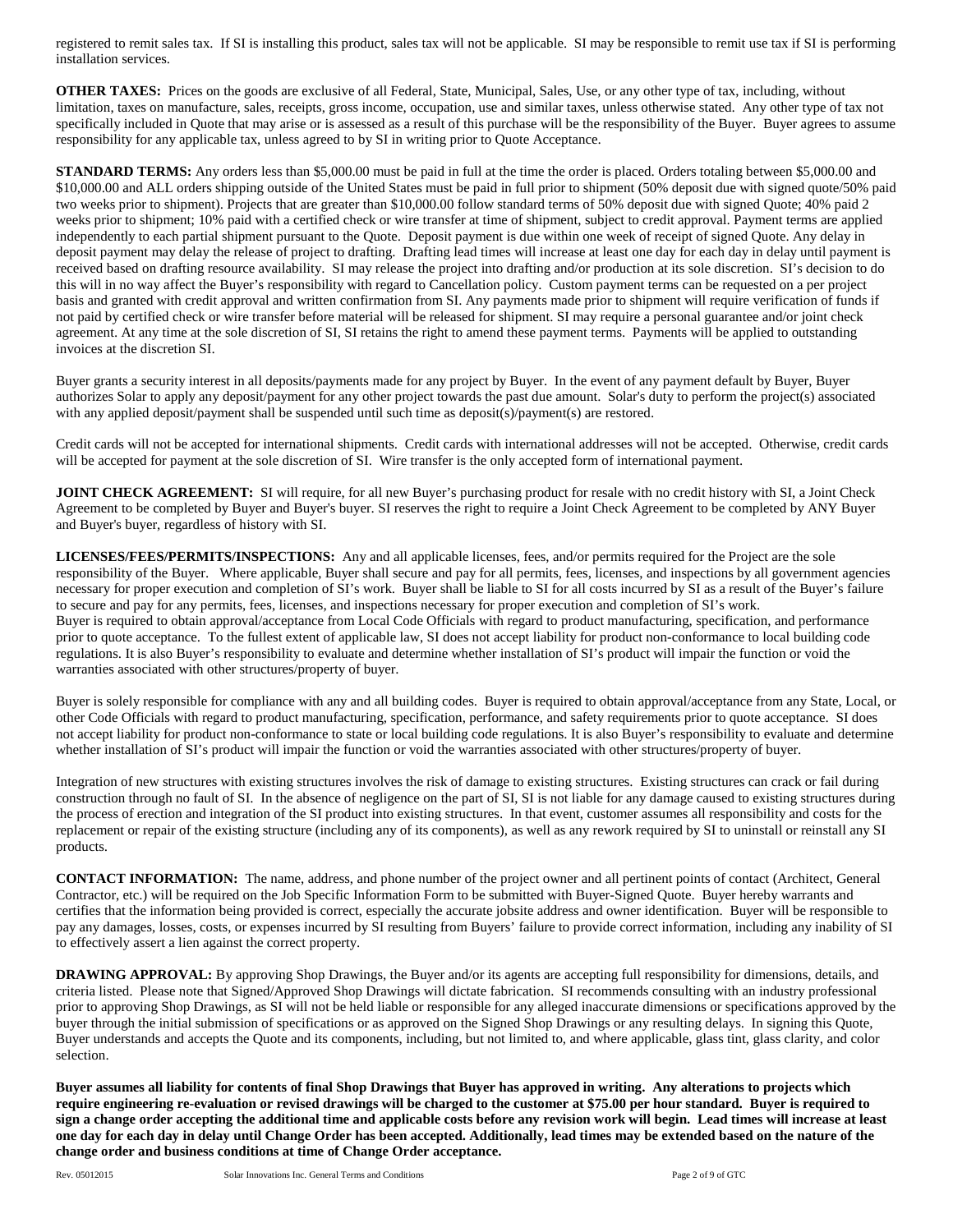registered to remit sales tax. If SI is installing this product, sales tax will not be applicable. SI may be responsible to remit use tax if SI is performing installation services.

**OTHER TAXES:** Prices on the goods are exclusive of all Federal, State, Municipal, Sales, Use, or any other type of tax, including, without limitation, taxes on manufacture, sales, receipts, gross income, occupation, use and similar taxes, unless otherwise stated. Any other type of tax not specifically included in Quote that may arise or is assessed as a result of this purchase will be the responsibility of the Buyer. Buyer agrees to assume responsibility for any applicable tax, unless agreed to by SI in writing prior to Quote Acceptance.

**STANDARD TERMS:** Any orders less than $5,000.00 must be paid in full at the time the order is placed. Orders totaling between $5,000.00 and $10,000.00 and ALL orders shipping outside of the United States must be paid in full prior to shipment (50% deposit due with signed quote/50% paid two weeks prior to shipment). Projects that are greater than $10,000.00 follow standard terms of 50% deposit due with signed Quote; 40% paid 2 weeks prior to shipment; 10% paid with a certified check or wire transfer at time of shipment, subject to credit approval. Payment terms are applied independently to each partial shipment pursuant to the Quote. Deposit payment is due within one week of receipt of signed Quote. Any delay in deposit payment may delay the release of project to drafting. Drafting lead times will increase at least one day for each day in delay until payment is received based on drafting resource availability. SI may release the project into drafting and/or production at its sole discretion. SI's decision to do this will in no way affect the Buyer's responsibility with regard to Cancellation policy. Custom payment terms can be requested on a per project basis and granted with credit approval and written confirmation from SI. Any payments made prior to shipment will require verification of funds if not paid by certified check or wire transfer before material will be released for shipment. SI may require a personal guarantee and/or joint check agreement. At any time at the sole discretion of SI, SI retains the right to amend these payment terms. Payments will be applied to outstanding invoices at the discretion SI.

Buyer grants a security interest in all deposits/payments made for any project by Buyer. In the event of any payment default by Buyer, Buyer authorizes Solar to apply any deposit/payment for any other project towards the past due amount. Solar's duty to perform the project(s) associated with any applied deposit/payment shall be suspended until such time as deposit(s)/payment(s) are restored.

Credit cards will not be accepted for international shipments. Credit cards with international addresses will not be accepted. Otherwise, credit cards will be accepted for payment at the sole discretion of SI. Wire transfer is the only accepted form of international payment.

**JOINT CHECK AGREEMENT:** SI will require, for all new Buyer's purchasing product for resale with no credit history with SI, a Joint Check Agreement to be completed by Buyer and Buyer's buyer. SI reserves the right to require a Joint Check Agreement to be completed by ANY Buyer and Buyer's buyer, regardless of history with SI.

**LICENSES/FEES/PERMITS/INSPECTIONS:** Any and all applicable licenses, fees, and/or permits required for the Project are the sole responsibility of the Buyer. Where applicable, Buyer shall secure and pay for all permits, fees, licenses, and inspections by all government agencies necessary for proper execution and completion of SI's work. Buyer shall be liable to SI for all costs incurred by SI as a result of the Buyer's failure to secure and pay for any permits, fees, licenses, and inspections necessary for proper execution and completion of SI's work.
Buyer is required to obtain approval/acceptance from Local Code Officials with regard to product manufacturing, specification, and performance prior to quote acceptance. To the fullest extent of applicable law, SI does not accept liability for product non-conformance to local building code regulations. It is also Buyer's responsibility to evaluate and determine whether installation of SI's product will impair the function or void the warranties associated with other structures/property of buyer.

Buyer is solely responsible for compliance with any and all building codes. Buyer is required to obtain approval/acceptance from any State, Local, or other Code Officials with regard to product manufacturing, specification, performance, and safety requirements prior to quote acceptance. SI does not accept liability for product non-conformance to state or local building code regulations. It is also Buyer's responsibility to evaluate and determine whether installation of SI's product will impair the function or void the warranties associated with other structures/property of buyer.

Integration of new structures with existing structures involves the risk of damage to existing structures. Existing structures can crack or fail during construction through no fault of SI. In the absence of negligence on the part of SI, SI is not liable for any damage caused to existing structures during the process of erection and integration of the SI product into existing structures. In that event, customer assumes all responsibility and costs for the replacement or repair of the existing structure (including any of its components), as well as any rework required by SI to uninstall or reinstall any SI products.

**CONTACT INFORMATION:** The name, address, and phone number of the project owner and all pertinent points of contact (Architect, General Contractor, etc.) will be required on the Job Specific Information Form to be submitted with Buyer-Signed Quote. Buyer hereby warrants and certifies that the information being provided is correct, especially the accurate jobsite address and owner identification. Buyer will be responsible to pay any damages, losses, costs, or expenses incurred by SI resulting from Buyers' failure to provide correct information, including any inability of SI to effectively assert a lien against the correct property.

**DRAWING APPROVAL:** By approving Shop Drawings, the Buyer and/or its agents are accepting full responsibility for dimensions, details, and criteria listed. Please note that Signed/Approved Shop Drawings will dictate fabrication. SI recommends consulting with an industry professional prior to approving Shop Drawings, as SI will not be held liable or responsible for any alleged inaccurate dimensions or specifications approved by the buyer through the initial submission of specifications or as approved on the Signed Shop Drawings or any resulting delays. In signing this Quote, Buyer understands and accepts the Quote and its components, including, but not limited to, and where applicable, glass tint, glass clarity, and color selection.

**Buyer assumes all liability for contents of final Shop Drawings that Buyer has approved in writing. Any alterations to projects which require engineering re-evaluation or revised drawings will be charged to the customer at $75.00 per hour standard. Buyer is required to sign a change order accepting the additional time and applicable costs before any revision work will begin. Lead times will increase at least one day for each day in delay until Change Order has been accepted. Additionally, lead times may be extended based on the nature of the change order and business conditions at time of Change Order acceptance.**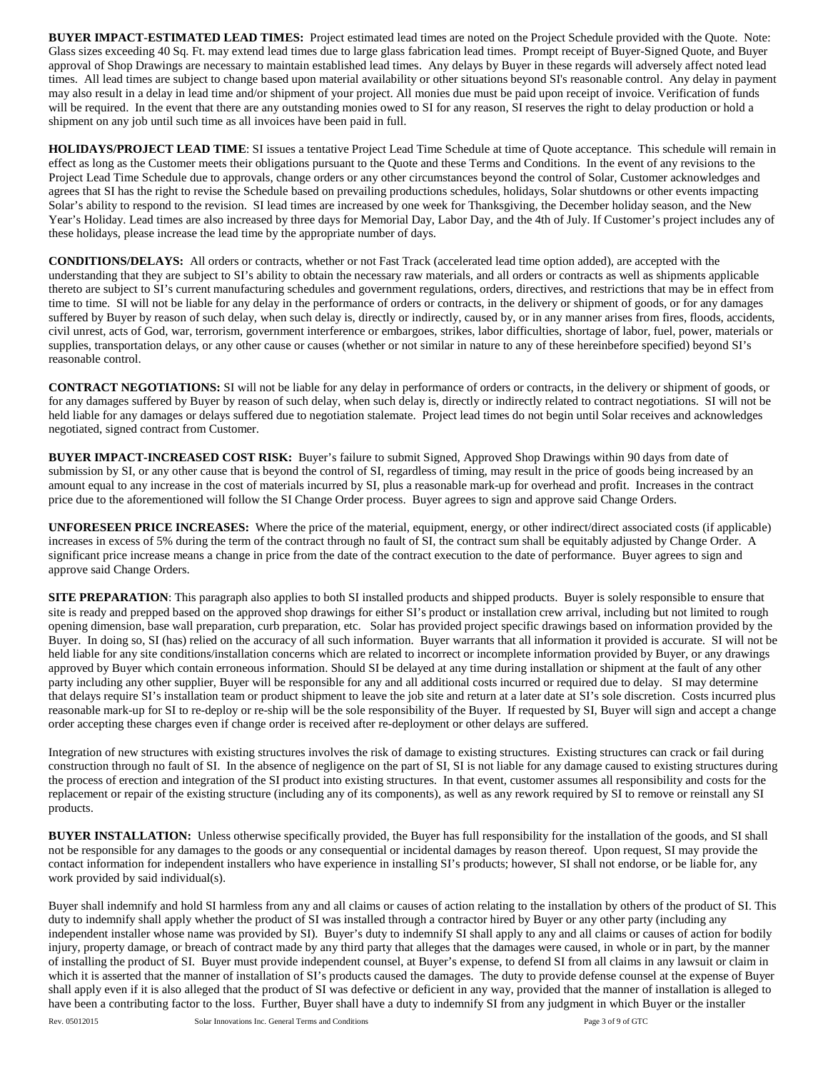**BUYER IMPACT-ESTIMATED LEAD TIMES:** Project estimated lead times are noted on the Project Schedule provided with the Quote. Note: Glass sizes exceeding 40 Sq. Ft. may extend lead times due to large glass fabrication lead times. Prompt receipt of Buyer-Signed Quote, and Buyer approval of Shop Drawings are necessary to maintain established lead times. Any delays by Buyer in these regards will adversely affect noted lead times. All lead times are subject to change based upon material availability or other situations beyond SI's reasonable control. Any delay in payment may also result in a delay in lead time and/or shipment of your project. All monies due must be paid upon receipt of invoice. Verification of funds will be required. In the event that there are any outstanding monies owed to SI for any reason, SI reserves the right to delay production or hold a shipment on any job until such time as all invoices have been paid in full.

**HOLIDAYS/PROJECT LEAD TIME**: SI issues a tentative Project Lead Time Schedule at time of Quote acceptance. This schedule will remain in effect as long as the Customer meets their obligations pursuant to the Quote and these Terms and Conditions. In the event of any revisions to the Project Lead Time Schedule due to approvals, change orders or any other circumstances beyond the control of Solar, Customer acknowledges and agrees that SI has the right to revise the Schedule based on prevailing productions schedules, holidays, Solar shutdowns or other events impacting Solar's ability to respond to the revision. SI lead times are increased by one week for Thanksgiving, the December holiday season, and the New Year's Holiday. Lead times are also increased by three days for Memorial Day, Labor Day, and the 4th of July. If Customer's project includes any of these holidays, please increase the lead time by the appropriate number of days.

**CONDITIONS/DELAYS:** All orders or contracts, whether or not Fast Track (accelerated lead time option added), are accepted with the understanding that they are subject to SI's ability to obtain the necessary raw materials, and all orders or contracts as well as shipments applicable thereto are subject to SI's current manufacturing schedules and government regulations, orders, directives, and restrictions that may be in effect from time to time. SI will not be liable for any delay in the performance of orders or contracts, in the delivery or shipment of goods, or for any damages suffered by Buyer by reason of such delay, when such delay is, directly or indirectly, caused by, or in any manner arises from fires, floods, accidents, civil unrest, acts of God, war, terrorism, government interference or embargoes, strikes, labor difficulties, shortage of labor, fuel, power, materials or supplies, transportation delays, or any other cause or causes (whether or not similar in nature to any of these hereinbefore specified) beyond SI's reasonable control.

**CONTRACT NEGOTIATIONS:** SI will not be liable for any delay in performance of orders or contracts, in the delivery or shipment of goods, or for any damages suffered by Buyer by reason of such delay, when such delay is, directly or indirectly related to contract negotiations. SI will not be held liable for any damages or delays suffered due to negotiation stalemate. Project lead times do not begin until Solar receives and acknowledges negotiated, signed contract from Customer.

**BUYER IMPACT-INCREASED COST RISK:** Buyer's failure to submit Signed, Approved Shop Drawings within 90 days from date of submission by SI, or any other cause that is beyond the control of SI, regardless of timing, may result in the price of goods being increased by an amount equal to any increase in the cost of materials incurred by SI, plus a reasonable mark-up for overhead and profit. Increases in the contract price due to the aforementioned will follow the SI Change Order process. Buyer agrees to sign and approve said Change Orders.

**UNFORESEEN PRICE INCREASES:** Where the price of the material, equipment, energy, or other indirect/direct associated costs (if applicable) increases in excess of 5% during the term of the contract through no fault of SI, the contract sum shall be equitably adjusted by Change Order. A significant price increase means a change in price from the date of the contract execution to the date of performance. Buyer agrees to sign and approve said Change Orders.

**SITE PREPARATION**: This paragraph also applies to both SI installed products and shipped products. Buyer is solely responsible to ensure that site is ready and prepped based on the approved shop drawings for either SI's product or installation crew arrival, including but not limited to rough opening dimension, base wall preparation, curb preparation, etc. Solar has provided project specific drawings based on information provided by the Buyer. In doing so, SI (has) relied on the accuracy of all such information. Buyer warrants that all information it provided is accurate. SI will not be held liable for any site conditions/installation concerns which are related to incorrect or incomplete information provided by Buyer, or any drawings approved by Buyer which contain erroneous information. Should SI be delayed at any time during installation or shipment at the fault of any other party including any other supplier, Buyer will be responsible for any and all additional costs incurred or required due to delay. SI may determine that delays require SI's installation team or product shipment to leave the job site and return at a later date at SI's sole discretion. Costs incurred plus reasonable mark-up for SI to re-deploy or re-ship will be the sole responsibility of the Buyer. If requested by SI, Buyer will sign and accept a change order accepting these charges even if change order is received after re-deployment or other delays are suffered.

Integration of new structures with existing structures involves the risk of damage to existing structures. Existing structures can crack or fail during construction through no fault of SI. In the absence of negligence on the part of SI, SI is not liable for any damage caused to existing structures during the process of erection and integration of the SI product into existing structures. In that event, customer assumes all responsibility and costs for the replacement or repair of the existing structure (including any of its components), as well as any rework required by SI to remove or reinstall any SI products.

**BUYER INSTALLATION:** Unless otherwise specifically provided, the Buyer has full responsibility for the installation of the goods, and SI shall not be responsible for any damages to the goods or any consequential or incidental damages by reason thereof. Upon request, SI may provide the contact information for independent installers who have experience in installing SI's products; however, SI shall not endorse, or be liable for, any work provided by said individual(s).

Buyer shall indemnify and hold SI harmless from any and all claims or causes of action relating to the installation by others of the product of SI. This duty to indemnify shall apply whether the product of SI was installed through a contractor hired by Buyer or any other party (including any independent installer whose name was provided by SI). Buyer's duty to indemnify SI shall apply to any and all claims or causes of action for bodily injury, property damage, or breach of contract made by any third party that alleges that the damages were caused, in whole or in part, by the manner of installing the product of SI. Buyer must provide independent counsel, at Buyer's expense, to defend SI from all claims in any lawsuit or claim in which it is asserted that the manner of installation of SI's products caused the damages. The duty to provide defense counsel at the expense of Buyer shall apply even if it is also alleged that the product of SI was defective or deficient in any way, provided that the manner of installation is alleged to have been a contributing factor to the loss. Further, Buyer shall have a duty to indemnify SI from any judgment in which Buyer or the installer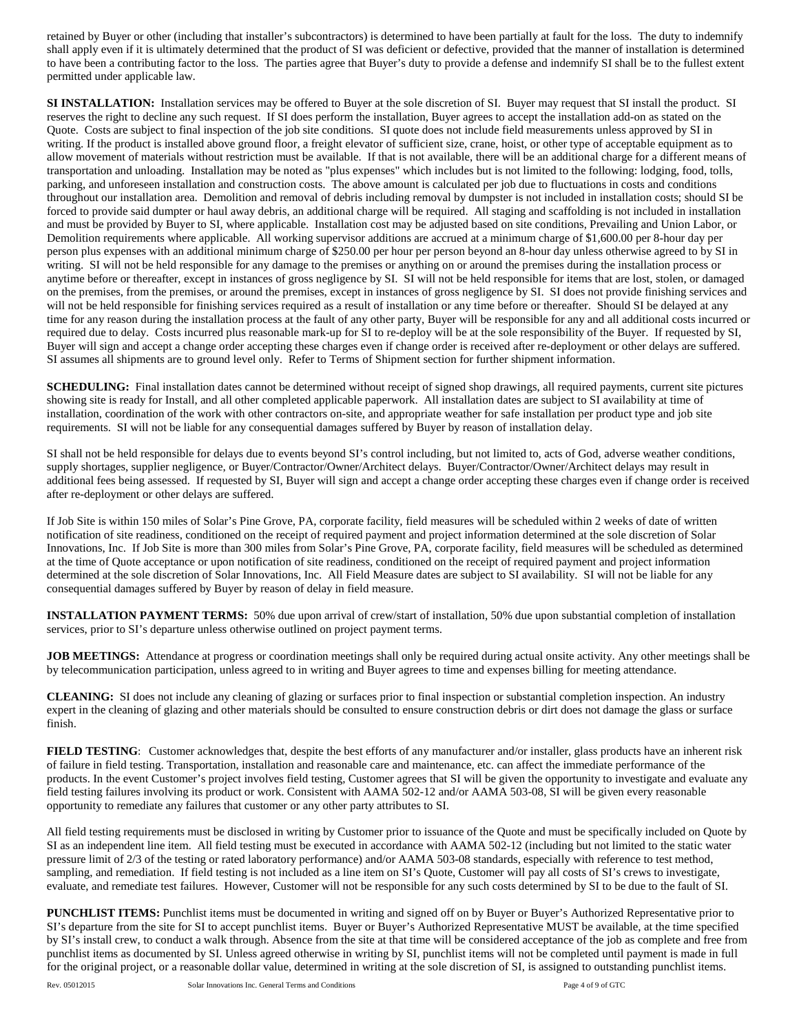retained by Buyer or other (including that installer's subcontractors) is determined to have been partially at fault for the loss. The duty to indemnify shall apply even if it is ultimately determined that the product of SI was deficient or defective, provided that the manner of installation is determined to have been a contributing factor to the loss. The parties agree that Buyer's duty to provide a defense and indemnify SI shall be to the fullest extent permitted under applicable law.

**SI INSTALLATION:** Installation services may be offered to Buyer at the sole discretion of SI. Buyer may request that SI install the product. SI reserves the right to decline any such request. If SI does perform the installation, Buyer agrees to accept the installation add-on as stated on the Quote. Costs are subject to final inspection of the job site conditions. SI quote does not include field measurements unless approved by SI in writing. If the product is installed above ground floor, a freight elevator of sufficient size, crane, hoist, or other type of acceptable equipment as to allow movement of materials without restriction must be available. If that is not available, there will be an additional charge for a different means of transportation and unloading. Installation may be noted as "plus expenses" which includes but is not limited to the following: lodging, food, tolls, parking, and unforeseen installation and construction costs. The above amount is calculated per job due to fluctuations in costs and conditions throughout our installation area. Demolition and removal of debris including removal by dumpster is not included in installation costs; should SI be forced to provide said dumpter or haul away debris, an additional charge will be required. All staging and scaffolding is not included in installation and must be provided by Buyer to SI, where applicable. Installation cost may be adjusted based on site conditions, Prevailing and Union Labor, or Demolition requirements where applicable. All working supervisor additions are accrued at a minimum charge of $1,600.00 per 8-hour day per person plus expenses with an additional minimum charge of $250.00 per hour per person beyond an 8-hour day unless otherwise agreed to by SI in writing. SI will not be held responsible for any damage to the premises or anything on or around the premises during the installation process or anytime before or thereafter, except in instances of gross negligence by SI. SI will not be held responsible for items that are lost, stolen, or damaged on the premises, from the premises, or around the premises, except in instances of gross negligence by SI. SI does not provide finishing services and will not be held responsible for finishing services required as a result of installation or any time before or thereafter. Should SI be delayed at any time for any reason during the installation process at the fault of any other party, Buyer will be responsible for any and all additional costs incurred or required due to delay. Costs incurred plus reasonable mark-up for SI to re-deploy will be at the sole responsibility of the Buyer. If requested by SI, Buyer will sign and accept a change order accepting these charges even if change order is received after re-deployment or other delays are suffered. SI assumes all shipments are to ground level only. Refer to Terms of Shipment section for further shipment information.

**SCHEDULING:** Final installation dates cannot be determined without receipt of signed shop drawings, all required payments, current site pictures showing site is ready for Install, and all other completed applicable paperwork. All installation dates are subject to SI availability at time of installation, coordination of the work with other contractors on-site, and appropriate weather for safe installation per product type and job site requirements. SI will not be liable for any consequential damages suffered by Buyer by reason of installation delay.

SI shall not be held responsible for delays due to events beyond SI's control including, but not limited to, acts of God, adverse weather conditions, supply shortages, supplier negligence, or Buyer/Contractor/Owner/Architect delays. Buyer/Contractor/Owner/Architect delays may result in additional fees being assessed. If requested by SI, Buyer will sign and accept a change order accepting these charges even if change order is received after re-deployment or other delays are suffered.

If Job Site is within 150 miles of Solar's Pine Grove, PA, corporate facility, field measures will be scheduled within 2 weeks of date of written notification of site readiness, conditioned on the receipt of required payment and project information determined at the sole discretion of Solar Innovations, Inc. If Job Site is more than 300 miles from Solar's Pine Grove, PA, corporate facility, field measures will be scheduled as determined at the time of Quote acceptance or upon notification of site readiness, conditioned on the receipt of required payment and project information determined at the sole discretion of Solar Innovations, Inc. All Field Measure dates are subject to SI availability. SI will not be liable for any consequential damages suffered by Buyer by reason of delay in field measure.

**INSTALLATION PAYMENT TERMS:** 50% due upon arrival of crew/start of installation, 50% due upon substantial completion of installation services, prior to SI's departure unless otherwise outlined on project payment terms.

**JOB MEETINGS:** Attendance at progress or coordination meetings shall only be required during actual onsite activity. Any other meetings shall be by telecommunication participation, unless agreed to in writing and Buyer agrees to time and expenses billing for meeting attendance.

**CLEANING:** SI does not include any cleaning of glazing or surfaces prior to final inspection or substantial completion inspection. An industry expert in the cleaning of glazing and other materials should be consulted to ensure construction debris or dirt does not damage the glass or surface finish.

**FIELD TESTING**: Customer acknowledges that, despite the best efforts of any manufacturer and/or installer, glass products have an inherent risk of failure in field testing. Transportation, installation and reasonable care and maintenance, etc. can affect the immediate performance of the products. In the event Customer's project involves field testing, Customer agrees that SI will be given the opportunity to investigate and evaluate any field testing failures involving its product or work. Consistent with AAMA 502-12 and/or AAMA 503-08, SI will be given every reasonable opportunity to remediate any failures that customer or any other party attributes to SI.

All field testing requirements must be disclosed in writing by Customer prior to issuance of the Quote and must be specifically included on Quote by SI as an independent line item. All field testing must be executed in accordance with AAMA 502-12 (including but not limited to the static water pressure limit of 2/3 of the testing or rated laboratory performance) and/or AAMA 503-08 standards, especially with reference to test method, sampling, and remediation. If field testing is not included as a line item on SI's Quote, Customer will pay all costs of SI's crews to investigate, evaluate, and remediate test failures. However, Customer will not be responsible for any such costs determined by SI to be due to the fault of SI.

**PUNCHLIST ITEMS:** Punchlist items must be documented in writing and signed off on by Buyer or Buyer's Authorized Representative prior to SI's departure from the site for SI to accept punchlist items. Buyer or Buyer's Authorized Representative MUST be available, at the time specified by SI's install crew, to conduct a walk through. Absence from the site at that time will be considered acceptance of the job as complete and free from punchlist items as documented by SI. Unless agreed otherwise in writing by SI, punchlist items will not be completed until payment is made in full for the original project, or a reasonable dollar value, determined in writing at the sole discretion of SI, is assigned to outstanding punchlist items.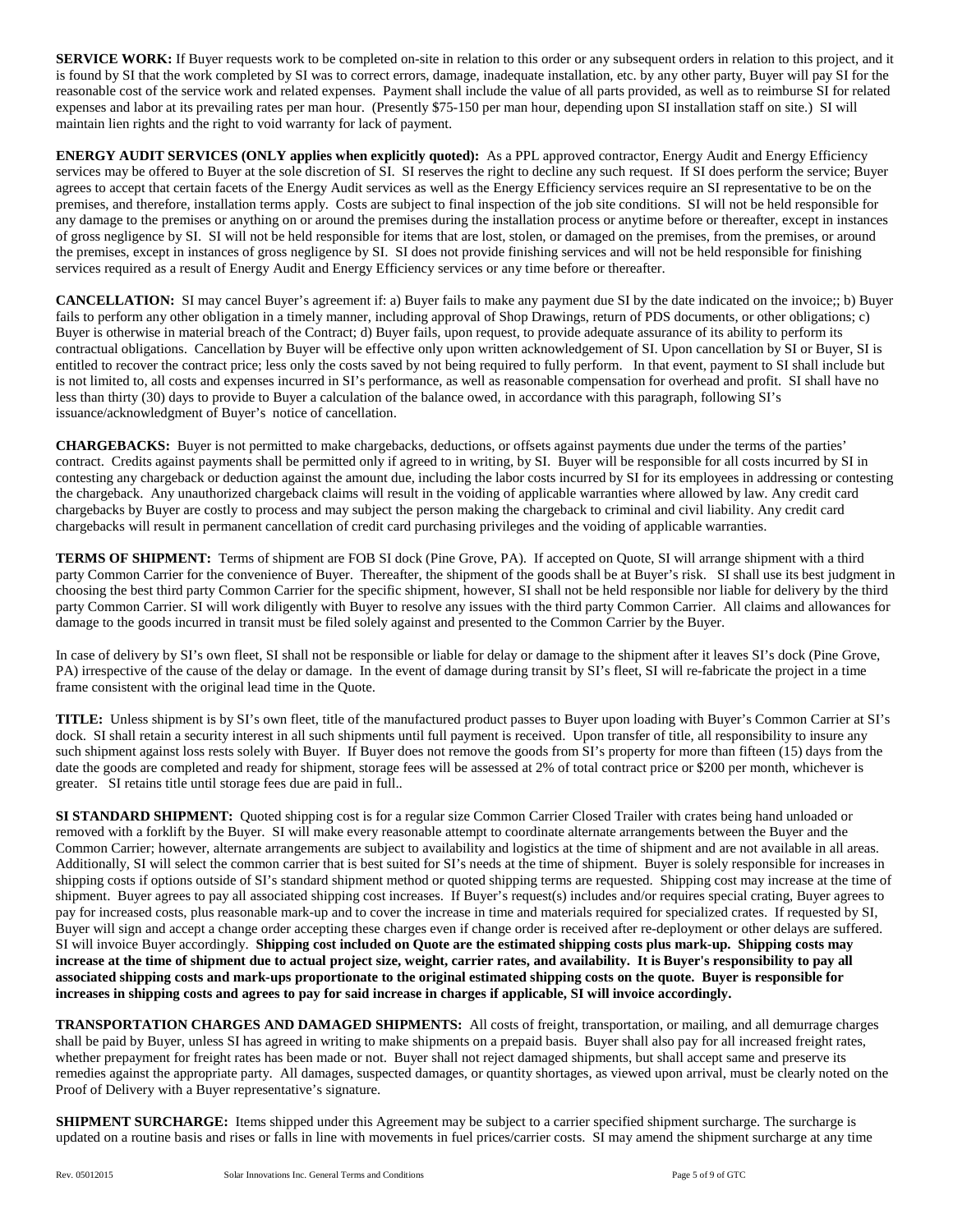**SERVICE WORK:** If Buyer requests work to be completed on-site in relation to this order or any subsequent orders in relation to this project, and it is found by SI that the work completed by SI was to correct errors, damage, inadequate installation, etc. by any other party, Buyer will pay SI for the reasonable cost of the service work and related expenses. Payment shall include the value of all parts provided, as well as to reimburse SI for related expenses and labor at its prevailing rates per man hour. (Presently $75-150 per man hour, depending upon SI installation staff on site.) SI will maintain lien rights and the right to void warranty for lack of payment.

**ENERGY AUDIT SERVICES (ONLY applies when explicitly quoted):** As a PPL approved contractor, Energy Audit and Energy Efficiency services may be offered to Buyer at the sole discretion of SI. SI reserves the right to decline any such request. If SI does perform the service; Buyer agrees to accept that certain facets of the Energy Audit services as well as the Energy Efficiency services require an SI representative to be on the premises, and therefore, installation terms apply. Costs are subject to final inspection of the job site conditions. SI will not be held responsible for any damage to the premises or anything on or around the premises during the installation process or anytime before or thereafter, except in instances of gross negligence by SI. SI will not be held responsible for items that are lost, stolen, or damaged on the premises, from the premises, or around the premises, except in instances of gross negligence by SI. SI does not provide finishing services and will not be held responsible for finishing services required as a result of Energy Audit and Energy Efficiency services or any time before or thereafter.

**CANCELLATION:** SI may cancel Buyer's agreement if: a) Buyer fails to make any payment due SI by the date indicated on the invoice;; b) Buyer fails to perform any other obligation in a timely manner, including approval of Shop Drawings, return of PDS documents, or other obligations; c) Buyer is otherwise in material breach of the Contract; d) Buyer fails, upon request, to provide adequate assurance of its ability to perform its contractual obligations. Cancellation by Buyer will be effective only upon written acknowledgement of SI. Upon cancellation by SI or Buyer, SI is entitled to recover the contract price; less only the costs saved by not being required to fully perform. In that event, payment to SI shall include but is not limited to, all costs and expenses incurred in SI's performance, as well as reasonable compensation for overhead and profit. SI shall have no less than thirty (30) days to provide to Buyer a calculation of the balance owed, in accordance with this paragraph, following SI's issuance/acknowledgment of Buyer's notice of cancellation.

**CHARGEBACKS:** Buyer is not permitted to make chargebacks, deductions, or offsets against payments due under the terms of the parties' contract. Credits against payments shall be permitted only if agreed to in writing, by SI. Buyer will be responsible for all costs incurred by SI in contesting any chargeback or deduction against the amount due, including the labor costs incurred by SI for its employees in addressing or contesting the chargeback. Any unauthorized chargeback claims will result in the voiding of applicable warranties where allowed by law. Any credit card chargebacks by Buyer are costly to process and may subject the person making the chargeback to criminal and civil liability. Any credit card chargebacks will result in permanent cancellation of credit card purchasing privileges and the voiding of applicable warranties.

**TERMS OF SHIPMENT:** Terms of shipment are FOB SI dock (Pine Grove, PA). If accepted on Quote, SI will arrange shipment with a third party Common Carrier for the convenience of Buyer. Thereafter, the shipment of the goods shall be at Buyer's risk. SI shall use its best judgment in choosing the best third party Common Carrier for the specific shipment, however, SI shall not be held responsible nor liable for delivery by the third party Common Carrier. SI will work diligently with Buyer to resolve any issues with the third party Common Carrier. All claims and allowances for damage to the goods incurred in transit must be filed solely against and presented to the Common Carrier by the Buyer.

In case of delivery by SI's own fleet, SI shall not be responsible or liable for delay or damage to the shipment after it leaves SI's dock (Pine Grove, PA) irrespective of the cause of the delay or damage. In the event of damage during transit by SI's fleet, SI will re-fabricate the project in a time frame consistent with the original lead time in the Quote.

**TITLE:** Unless shipment is by SI's own fleet, title of the manufactured product passes to Buyer upon loading with Buyer's Common Carrier at SI's dock. SI shall retain a security interest in all such shipments until full payment is received. Upon transfer of title, all responsibility to insure any such shipment against loss rests solely with Buyer. If Buyer does not remove the goods from SI's property for more than fifteen (15) days from the date the goods are completed and ready for shipment, storage fees will be assessed at 2% of total contract price or $200 per month, whichever is greater. SI retains title until storage fees due are paid in full..

**SI STANDARD SHIPMENT:** Quoted shipping cost is for a regular size Common Carrier Closed Trailer with crates being hand unloaded or removed with a forklift by the Buyer. SI will make every reasonable attempt to coordinate alternate arrangements between the Buyer and the Common Carrier; however, alternate arrangements are subject to availability and logistics at the time of shipment and are not available in all areas. Additionally, SI will select the common carrier that is best suited for SI's needs at the time of shipment. Buyer is solely responsible for increases in shipping costs if options outside of SI's standard shipment method or quoted shipping terms are requested. Shipping cost may increase at the time of shipment. Buyer agrees to pay all associated shipping cost increases. If Buyer's request(s) includes and/or requires special crating, Buyer agrees to pay for increased costs, plus reasonable mark-up and to cover the increase in time and materials required for specialized crates. If requested by SI, Buyer will sign and accept a change order accepting these charges even if change order is received after re-deployment or other delays are suffered. SI will invoice Buyer accordingly. **Shipping cost included on Quote are the estimated shipping costs plus mark-up. Shipping costs may increase at the time of shipment due to actual project size, weight, carrier rates, and availability. It is Buyer's responsibility to pay all associated shipping costs and mark-ups proportionate to the original estimated shipping costs on the quote. Buyer is responsible for increases in shipping costs and agrees to pay for said increase in charges if applicable, SI will invoice accordingly.**

**TRANSPORTATION CHARGES AND DAMAGED SHIPMENTS:** All costs of freight, transportation, or mailing, and all demurrage charges shall be paid by Buyer, unless SI has agreed in writing to make shipments on a prepaid basis. Buyer shall also pay for all increased freight rates, whether prepayment for freight rates has been made or not. Buyer shall not reject damaged shipments, but shall accept same and preserve its remedies against the appropriate party. All damages, suspected damages, or quantity shortages, as viewed upon arrival, must be clearly noted on the Proof of Delivery with a Buyer representative's signature.

**SHIPMENT SURCHARGE:** Items shipped under this Agreement may be subject to a carrier specified shipment surcharge. The surcharge is updated on a routine basis and rises or falls in line with movements in fuel prices/carrier costs. SI may amend the shipment surcharge at any time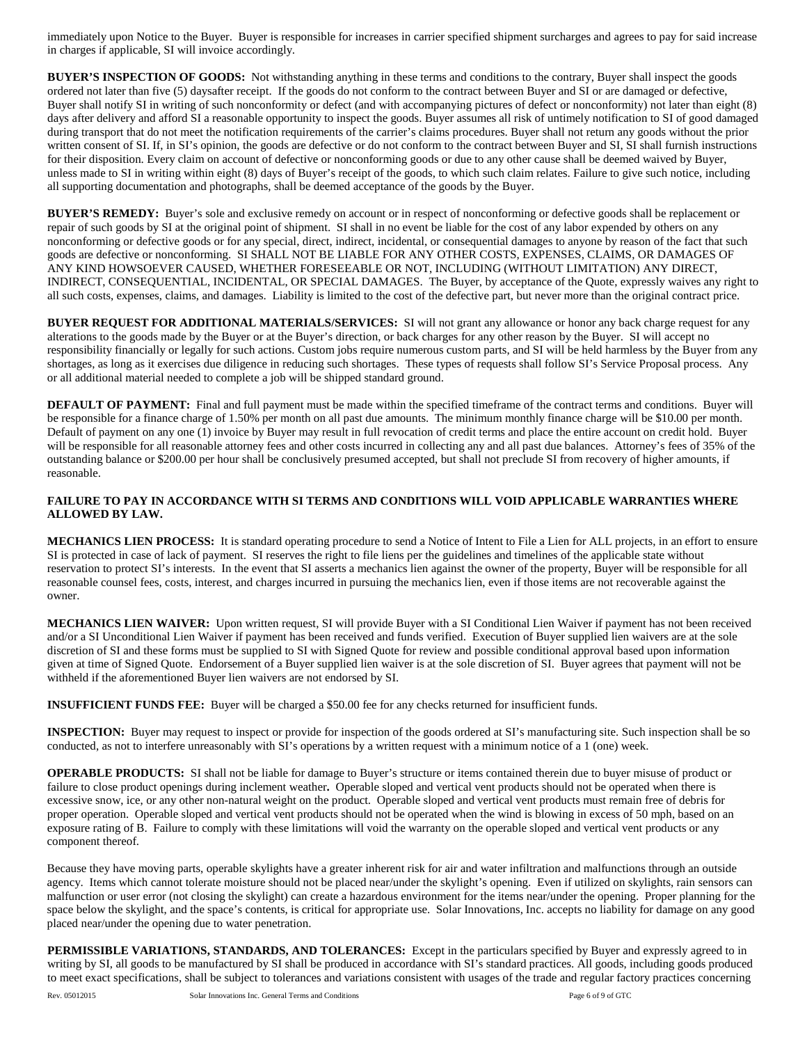immediately upon Notice to the Buyer. Buyer is responsible for increases in carrier specified shipment surcharges and agrees to pay for said increase in charges if applicable, SI will invoice accordingly.

**BUYER'S INSPECTION OF GOODS:** Not withstanding anything in these terms and conditions to the contrary, Buyer shall inspect the goods ordered not later than five (5) daysafter receipt. If the goods do not conform to the contract between Buyer and SI or are damaged or defective, Buyer shall notify SI in writing of such nonconformity or defect (and with accompanying pictures of defect or nonconformity) not later than eight (8) days after delivery and afford SI a reasonable opportunity to inspect the goods. Buyer assumes all risk of untimely notification to SI of good damaged during transport that do not meet the notification requirements of the carrier's claims procedures. Buyer shall not return any goods without the prior written consent of SI. If, in SI's opinion, the goods are defective or do not conform to the contract between Buyer and SI, SI shall furnish instructions for their disposition. Every claim on account of defective or nonconforming goods or due to any other cause shall be deemed waived by Buyer, unless made to SI in writing within eight (8) days of Buyer's receipt of the goods, to which such claim relates. Failure to give such notice, including all supporting documentation and photographs, shall be deemed acceptance of the goods by the Buyer.

**BUYER'S REMEDY:** Buyer's sole and exclusive remedy on account or in respect of nonconforming or defective goods shall be replacement or repair of such goods by SI at the original point of shipment. SI shall in no event be liable for the cost of any labor expended by others on any nonconforming or defective goods or for any special, direct, indirect, incidental, or consequential damages to anyone by reason of the fact that such goods are defective or nonconforming. SI SHALL NOT BE LIABLE FOR ANY OTHER COSTS, EXPENSES, CLAIMS, OR DAMAGES OF ANY KIND HOWSOEVER CAUSED, WHETHER FORESEEABLE OR NOT, INCLUDING (WITHOUT LIMITATION) ANY DIRECT, INDIRECT, CONSEQUENTIAL, INCIDENTAL, OR SPECIAL DAMAGES. The Buyer, by acceptance of the Quote, expressly waives any right to all such costs, expenses, claims, and damages. Liability is limited to the cost of the defective part, but never more than the original contract price.

**BUYER REQUEST FOR ADDITIONAL MATERIALS/SERVICES:** SI will not grant any allowance or honor any back charge request for any alterations to the goods made by the Buyer or at the Buyer's direction, or back charges for any other reason by the Buyer. SI will accept no responsibility financially or legally for such actions. Custom jobs require numerous custom parts, and SI will be held harmless by the Buyer from any shortages, as long as it exercises due diligence in reducing such shortages. These types of requests shall follow SI's Service Proposal process. Any or all additional material needed to complete a job will be shipped standard ground.

**DEFAULT OF PAYMENT:** Final and full payment must be made within the specified timeframe of the contract terms and conditions. Buyer will be responsible for a finance charge of 1.50% per month on all past due amounts. The minimum monthly finance charge will be $10.00 per month. Default of payment on any one (1) invoice by Buyer may result in full revocation of credit terms and place the entire account on credit hold. Buyer will be responsible for all reasonable attorney fees and other costs incurred in collecting any and all past due balances. Attorney's fees of 35% of the outstanding balance or $200.00 per hour shall be conclusively presumed accepted, but shall not preclude SI from recovery of higher amounts, if reasonable.

**FAILURE TO PAY IN ACCORDANCE WITH SI TERMS AND CONDITIONS WILL VOID APPLICABLE WARRANTIES WHERE ALLOWED BY LAW.**

**MECHANICS LIEN PROCESS:** It is standard operating procedure to send a Notice of Intent to File a Lien for ALL projects, in an effort to ensure SI is protected in case of lack of payment. SI reserves the right to file liens per the guidelines and timelines of the applicable state without reservation to protect SI's interests. In the event that SI asserts a mechanics lien against the owner of the property, Buyer will be responsible for all reasonable counsel fees, costs, interest, and charges incurred in pursuing the mechanics lien, even if those items are not recoverable against the owner.

**MECHANICS LIEN WAIVER:** Upon written request, SI will provide Buyer with a SI Conditional Lien Waiver if payment has not been received and/or a SI Unconditional Lien Waiver if payment has been received and funds verified. Execution of Buyer supplied lien waivers are at the sole discretion of SI and these forms must be supplied to SI with Signed Quote for review and possible conditional approval based upon information given at time of Signed Quote. Endorsement of a Buyer supplied lien waiver is at the sole discretion of SI. Buyer agrees that payment will not be withheld if the aforementioned Buyer lien waivers are not endorsed by SI.

**INSUFFICIENT FUNDS FEE:** Buyer will be charged a $50.00 fee for any checks returned for insufficient funds.

**INSPECTION:** Buyer may request to inspect or provide for inspection of the goods ordered at SI's manufacturing site. Such inspection shall be so conducted, as not to interfere unreasonably with SI's operations by a written request with a minimum notice of a 1 (one) week.

**OPERABLE PRODUCTS:** SI shall not be liable for damage to Buyer's structure or items contained therein due to buyer misuse of product or failure to close product openings during inclement weather**.** Operable sloped and vertical vent products should not be operated when there is excessive snow, ice, or any other non-natural weight on the product. Operable sloped and vertical vent products must remain free of debris for proper operation. Operable sloped and vertical vent products should not be operated when the wind is blowing in excess of 50 mph, based on an exposure rating of B. Failure to comply with these limitations will void the warranty on the operable sloped and vertical vent products or any component thereof.

Because they have moving parts, operable skylights have a greater inherent risk for air and water infiltration and malfunctions through an outside agency. Items which cannot tolerate moisture should not be placed near/under the skylight's opening. Even if utilized on skylights, rain sensors can malfunction or user error (not closing the skylight) can create a hazardous environment for the items near/under the opening. Proper planning for the space below the skylight, and the space's contents, is critical for appropriate use. Solar Innovations, Inc. accepts no liability for damage on any good placed near/under the opening due to water penetration.

**PERMISSIBLE VARIATIONS, STANDARDS, AND TOLERANCES:** Except in the particulars specified by Buyer and expressly agreed to in writing by SI, all goods to be manufactured by SI shall be produced in accordance with SI's standard practices. All goods, including goods produced to meet exact specifications, shall be subject to tolerances and variations consistent with usages of the trade and regular factory practices concerning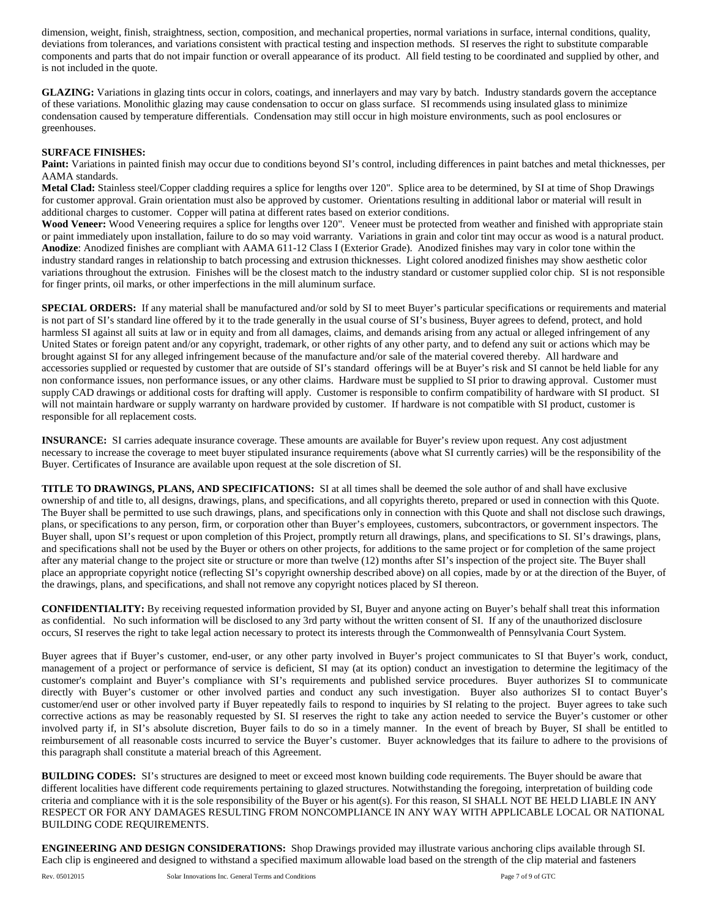dimension, weight, finish, straightness, section, composition, and mechanical properties, normal variations in surface, internal conditions, quality, deviations from tolerances, and variations consistent with practical testing and inspection methods. SI reserves the right to substitute comparable components and parts that do not impair function or overall appearance of its product. All field testing to be coordinated and supplied by other, and is not included in the quote.

**GLAZING:** Variations in glazing tints occur in colors, coatings, and innerlayers and may vary by batch. Industry standards govern the acceptance of these variations. Monolithic glazing may cause condensation to occur on glass surface. SI recommends using insulated glass to minimize condensation caused by temperature differentials. Condensation may still occur in high moisture environments, such as pool enclosures or greenhouses.

**SURFACE FINISHES:**

**Paint:** Variations in painted finish may occur due to conditions beyond SI's control, including differences in paint batches and metal thicknesses, per AAMA standards.

**Metal Clad:** Stainless steel/Copper cladding requires a splice for lengths over 120". Splice area to be determined, by SI at time of Shop Drawings for customer approval. Grain orientation must also be approved by customer. Orientations resulting in additional labor or material will result in additional charges to customer. Copper will patina at different rates based on exterior conditions.

**Wood Veneer:** Wood Veneering requires a splice for lengths over 120". Veneer must be protected from weather and finished with appropriate stain or paint immediately upon installation, failure to do so may void warranty. Variations in grain and color tint may occur as wood is a natural product.

**Anodize**: Anodized finishes are compliant with AAMA 611-12 Class I (Exterior Grade). Anodized finishes may vary in color tone within the industry standard ranges in relationship to batch processing and extrusion thicknesses. Light colored anodized finishes may show aesthetic color variations throughout the extrusion. Finishes will be the closest match to the industry standard or customer supplied color chip. SI is not responsible for finger prints, oil marks, or other imperfections in the mill aluminum surface.

**SPECIAL ORDERS:** If any material shall be manufactured and/or sold by SI to meet Buyer's particular specifications or requirements and material is not part of SI's standard line offered by it to the trade generally in the usual course of SI's business, Buyer agrees to defend, protect, and hold harmless SI against all suits at law or in equity and from all damages, claims, and demands arising from any actual or alleged infringement of any United States or foreign patent and/or any copyright, trademark, or other rights of any other party, and to defend any suit or actions which may be brought against SI for any alleged infringement because of the manufacture and/or sale of the material covered thereby. All hardware and accessories supplied or requested by customer that are outside of SI's standard offerings will be at Buyer's risk and SI cannot be held liable for any non conformance issues, non performance issues, or any other claims. Hardware must be supplied to SI prior to drawing approval. Customer must supply CAD drawings or additional costs for drafting will apply. Customer is responsible to confirm compatibility of hardware with SI product. SI will not maintain hardware or supply warranty on hardware provided by customer. If hardware is not compatible with SI product, customer is responsible for all replacement costs.

**INSURANCE:** SI carries adequate insurance coverage. These amounts are available for Buyer's review upon request. Any cost adjustment necessary to increase the coverage to meet buyer stipulated insurance requirements (above what SI currently carries) will be the responsibility of the Buyer. Certificates of Insurance are available upon request at the sole discretion of SI.

**TITLE TO DRAWINGS, PLANS, AND SPECIFICATIONS:** SI at all times shall be deemed the sole author of and shall have exclusive ownership of and title to, all designs, drawings, plans, and specifications, and all copyrights thereto, prepared or used in connection with this Quote. The Buyer shall be permitted to use such drawings, plans, and specifications only in connection with this Quote and shall not disclose such drawings, plans, or specifications to any person, firm, or corporation other than Buyer's employees, customers, subcontractors, or government inspectors. The Buyer shall, upon SI's request or upon completion of this Project, promptly return all drawings, plans, and specifications to SI. SI's drawings, plans, and specifications shall not be used by the Buyer or others on other projects, for additions to the same project or for completion of the same project after any material change to the project site or structure or more than twelve (12) months after SI's inspection of the project site. The Buyer shall place an appropriate copyright notice (reflecting SI's copyright ownership described above) on all copies, made by or at the direction of the Buyer, of the drawings, plans, and specifications, and shall not remove any copyright notices placed by SI thereon.

**CONFIDENTIALITY:** By receiving requested information provided by SI, Buyer and anyone acting on Buyer's behalf shall treat this information as confidential. No such information will be disclosed to any 3rd party without the written consent of SI. If any of the unauthorized disclosure occurs, SI reserves the right to take legal action necessary to protect its interests through the Commonwealth of Pennsylvania Court System.

Buyer agrees that if Buyer's customer, end-user, or any other party involved in Buyer's project communicates to SI that Buyer's work, conduct, management of a project or performance of service is deficient, SI may (at its option) conduct an investigation to determine the legitimacy of the customer's complaint and Buyer's compliance with SI's requirements and published service procedures. Buyer authorizes SI to communicate directly with Buyer's customer or other involved parties and conduct any such investigation. Buyer also authorizes SI to contact Buyer's customer/end user or other involved party if Buyer repeatedly fails to respond to inquiries by SI relating to the project. Buyer agrees to take such corrective actions as may be reasonably requested by SI. SI reserves the right to take any action needed to service the Buyer's customer or other involved party if, in SI's absolute discretion, Buyer fails to do so in a timely manner. In the event of breach by Buyer, SI shall be entitled to reimbursement of all reasonable costs incurred to service the Buyer's customer. Buyer acknowledges that its failure to adhere to the provisions of this paragraph shall constitute a material breach of this Agreement.

**BUILDING CODES:** SI's structures are designed to meet or exceed most known building code requirements. The Buyer should be aware that different localities have different code requirements pertaining to glazed structures. Notwithstanding the foregoing, interpretation of building code criteria and compliance with it is the sole responsibility of the Buyer or his agent(s). For this reason, SI SHALL NOT BE HELD LIABLE IN ANY RESPECT OR FOR ANY DAMAGES RESULTING FROM NONCOMPLIANCE IN ANY WAY WITH APPLICABLE LOCAL OR NATIONAL BUILDING CODE REQUIREMENTS.

**ENGINEERING AND DESIGN CONSIDERATIONS:** Shop Drawings provided may illustrate various anchoring clips available through SI. Each clip is engineered and designed to withstand a specified maximum allowable load based on the strength of the clip material and fasteners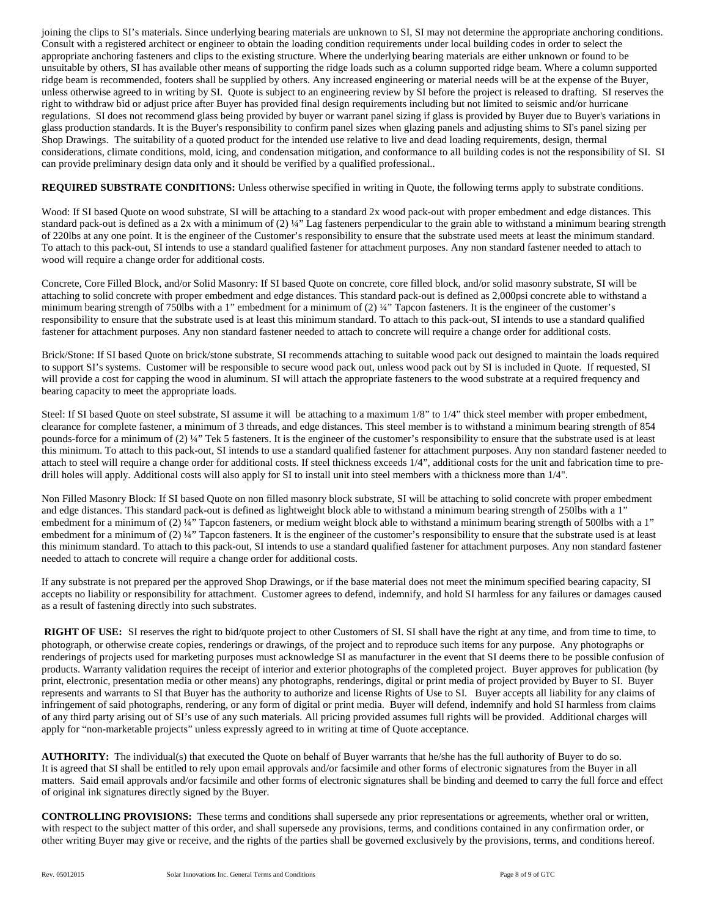joining the clips to SI's materials. Since underlying bearing materials are unknown to SI, SI may not determine the appropriate anchoring conditions. Consult with a registered architect or engineer to obtain the loading condition requirements under local building codes in order to select the appropriate anchoring fasteners and clips to the existing structure. Where the underlying bearing materials are either unknown or found to be unsuitable by others, SI has available other means of supporting the ridge loads such as a column supported ridge beam. Where a column supported ridge beam is recommended, footers shall be supplied by others. Any increased engineering or material needs will be at the expense of the Buyer, unless otherwise agreed to in writing by SI. Quote is subject to an engineering review by SI before the project is released to drafting. SI reserves the right to withdraw bid or adjust price after Buyer has provided final design requirements including but not limited to seismic and/or hurricane regulations. SI does not recommend glass being provided by buyer or warrant panel sizing if glass is provided by Buyer due to Buyer's variations in glass production standards. It is the Buyer's responsibility to confirm panel sizes when glazing panels and adjusting shims to SI's panel sizing per Shop Drawings. The suitability of a quoted product for the intended use relative to live and dead loading requirements, design, thermal considerations, climate conditions, mold, icing, and condensation mitigation, and conformance to all building codes is not the responsibility of SI. SI can provide preliminary design data only and it should be verified by a qualified professional..

**REQUIRED SUBSTRATE CONDITIONS:** Unless otherwise specified in writing in Quote, the following terms apply to substrate conditions.

Wood: If SI based Quote on wood substrate, SI will be attaching to a standard 2x wood pack-out with proper embedment and edge distances. This standard pack-out is defined as a 2x with a minimum of (2) ¼" Lag fasteners perpendicular to the grain able to withstand a minimum bearing strength of 220lbs at any one point. It is the engineer of the Customer's responsibility to ensure that the substrate used meets at least the minimum standard. To attach to this pack-out, SI intends to use a standard qualified fastener for attachment purposes. Any non standard fastener needed to attach to wood will require a change order for additional costs.

Concrete, Core Filled Block, and/or Solid Masonry: If SI based Quote on concrete, core filled block, and/or solid masonry substrate, SI will be attaching to solid concrete with proper embedment and edge distances. This standard pack-out is defined as 2,000psi concrete able to withstand a minimum bearing strength of 750lbs with a 1" embedment for a minimum of (2) ¼" Tapcon fasteners. It is the engineer of the customer's responsibility to ensure that the substrate used is at least this minimum standard. To attach to this pack-out, SI intends to use a standard qualified fastener for attachment purposes. Any non standard fastener needed to attach to concrete will require a change order for additional costs.

Brick/Stone: If SI based Quote on brick/stone substrate, SI recommends attaching to suitable wood pack out designed to maintain the loads required to support SI's systems. Customer will be responsible to secure wood pack out, unless wood pack out by SI is included in Quote. If requested, SI will provide a cost for capping the wood in aluminum. SI will attach the appropriate fasteners to the wood substrate at a required frequency and bearing capacity to meet the appropriate loads.

Steel: If SI based Quote on steel substrate, SI assume it will be attaching to a maximum 1/8" to 1/4" thick steel member with proper embedment, clearance for complete fastener, a minimum of 3 threads, and edge distances. This steel member is to withstand a minimum bearing strength of 854 pounds-force for a minimum of (2) ¼" Tek 5 fasteners. It is the engineer of the customer's responsibility to ensure that the substrate used is at least this minimum. To attach to this pack-out, SI intends to use a standard qualified fastener for attachment purposes. Any non standard fastener needed to attach to steel will require a change order for additional costs. If steel thickness exceeds 1/4", additional costs for the unit and fabrication time to pre-drill holes will apply. Additional costs will also apply for SI to install unit into steel members with a thickness more than 1/4".

Non Filled Masonry Block: If SI based Quote on non filled masonry block substrate, SI will be attaching to solid concrete with proper embedment and edge distances. This standard pack-out is defined as lightweight block able to withstand a minimum bearing strength of 250lbs with a 1" embedment for a minimum of (2) ¼" Tapcon fasteners, or medium weight block able to withstand a minimum bearing strength of 500lbs with a 1" embedment for a minimum of (2) ¼" Tapcon fasteners. It is the engineer of the customer's responsibility to ensure that the substrate used is at least this minimum standard. To attach to this pack-out, SI intends to use a standard qualified fastener for attachment purposes. Any non standard fastener needed to attach to concrete will require a change order for additional costs.

If any substrate is not prepared per the approved Shop Drawings, or if the base material does not meet the minimum specified bearing capacity, SI accepts no liability or responsibility for attachment. Customer agrees to defend, indemnify, and hold SI harmless for any failures or damages caused as a result of fastening directly into such substrates.

**RIGHT OF USE:** SI reserves the right to bid/quote project to other Customers of SI. SI shall have the right at any time, and from time to time, to photograph, or otherwise create copies, renderings or drawings, of the project and to reproduce such items for any purpose. Any photographs or renderings of projects used for marketing purposes must acknowledge SI as manufacturer in the event that SI deems there to be possible confusion of products. Warranty validation requires the receipt of interior and exterior photographs of the completed project. Buyer approves for publication (by print, electronic, presentation media or other means) any photographs, renderings, digital or print media of project provided by Buyer to SI. Buyer represents and warrants to SI that Buyer has the authority to authorize and license Rights of Use to SI. Buyer accepts all liability for any claims of infringement of said photographs, rendering, or any form of digital or print media. Buyer will defend, indemnify and hold SI harmless from claims of any third party arising out of SI's use of any such materials. All pricing provided assumes full rights will be provided. Additional charges will apply for "non-marketable projects" unless expressly agreed to in writing at time of Quote acceptance.

**AUTHORITY:** The individual(s) that executed the Quote on behalf of Buyer warrants that he/she has the full authority of Buyer to do so. It is agreed that SI shall be entitled to rely upon email approvals and/or facsimile and other forms of electronic signatures from the Buyer in all matters. Said email approvals and/or facsimile and other forms of electronic signatures shall be binding and deemed to carry the full force and effect of original ink signatures directly signed by the Buyer.

**CONTROLLING PROVISIONS:** These terms and conditions shall supersede any prior representations or agreements, whether oral or written, with respect to the subject matter of this order, and shall supersede any provisions, terms, and conditions contained in any confirmation order, or other writing Buyer may give or receive, and the rights of the parties shall be governed exclusively by the provisions, terms, and conditions hereof.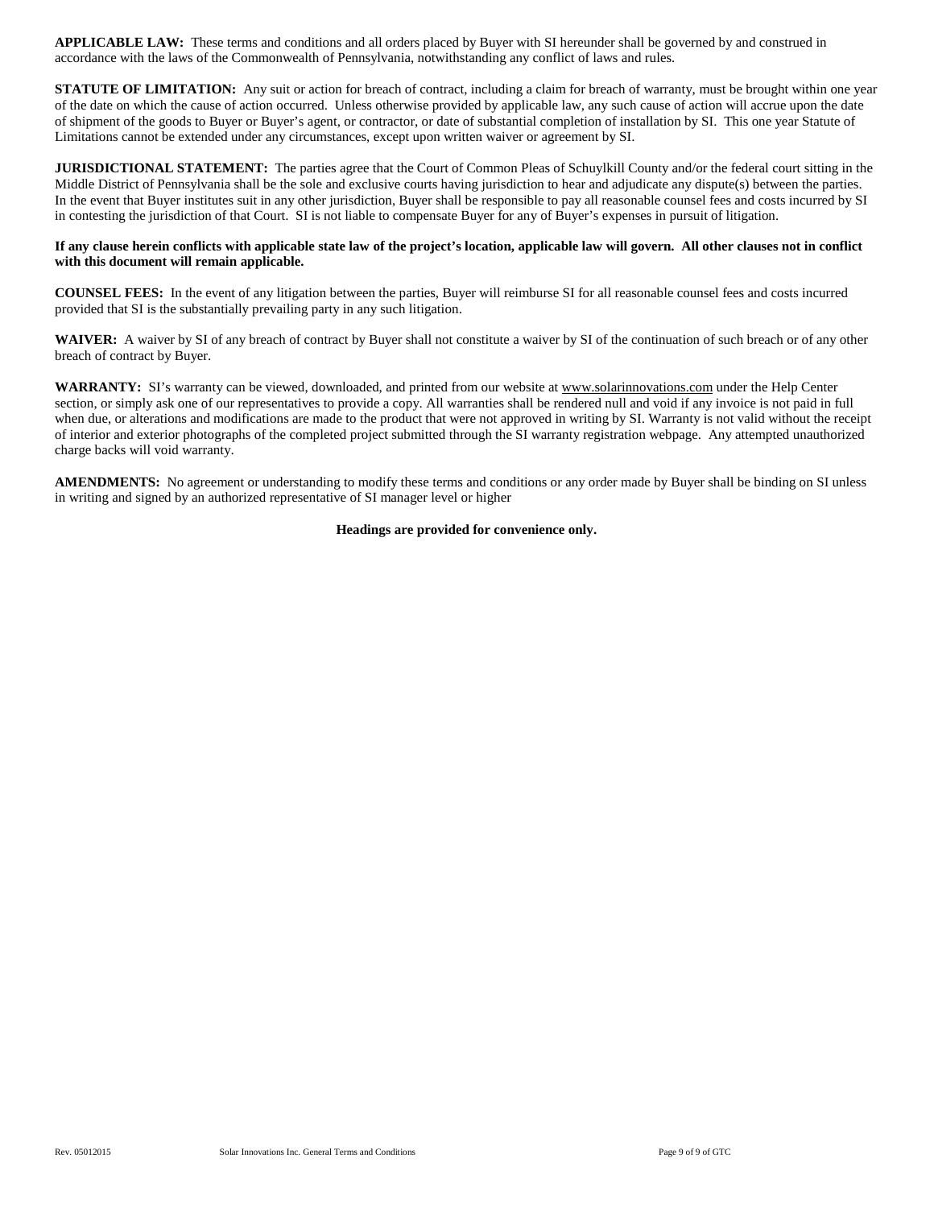**APPLICABLE LAW:** These terms and conditions and all orders placed by Buyer with SI hereunder shall be governed by and construed in accordance with the laws of the Commonwealth of Pennsylvania, notwithstanding any conflict of laws and rules.

**STATUTE OF LIMITATION:** Any suit or action for breach of contract, including a claim for breach of warranty, must be brought within one year of the date on which the cause of action occurred. Unless otherwise provided by applicable law, any such cause of action will accrue upon the date of shipment of the goods to Buyer or Buyer's agent, or contractor, or date of substantial completion of installation by SI. This one year Statute of Limitations cannot be extended under any circumstances, except upon written waiver or agreement by SI.

**JURISDICTIONAL STATEMENT:** The parties agree that the Court of Common Pleas of Schuylkill County and/or the federal court sitting in the Middle District of Pennsylvania shall be the sole and exclusive courts having jurisdiction to hear and adjudicate any dispute(s) between the parties. In the event that Buyer institutes suit in any other jurisdiction, Buyer shall be responsible to pay all reasonable counsel fees and costs incurred by SI in contesting the jurisdiction of that Court. SI is not liable to compensate Buyer for any of Buyer's expenses in pursuit of litigation.

**If any clause herein conflicts with applicable state law of the project's location, applicable law will govern. All other clauses not in conflict with this document will remain applicable.**

**COUNSEL FEES:** In the event of any litigation between the parties, Buyer will reimburse SI for all reasonable counsel fees and costs incurred provided that SI is the substantially prevailing party in any such litigation.

**WAIVER:** A waiver by SI of any breach of contract by Buyer shall not constitute a waiver by SI of the continuation of such breach or of any other breach of contract by Buyer.

**WARRANTY:** SI's warranty can be viewed, downloaded, and printed from our website at www.solarinnovations.com under the Help Center section, or simply ask one of our representatives to provide a copy. All warranties shall be rendered null and void if any invoice is not paid in full when due, or alterations and modifications are made to the product that were not approved in writing by SI. Warranty is not valid without the receipt of interior and exterior photographs of the completed project submitted through the SI warranty registration webpage. Any attempted unauthorized charge backs will void warranty.

**AMENDMENTS:** No agreement or understanding to modify these terms and conditions or any order made by Buyer shall be binding on SI unless in writing and signed by an authorized representative of SI manager level or higher

**Headings are provided for convenience only.**